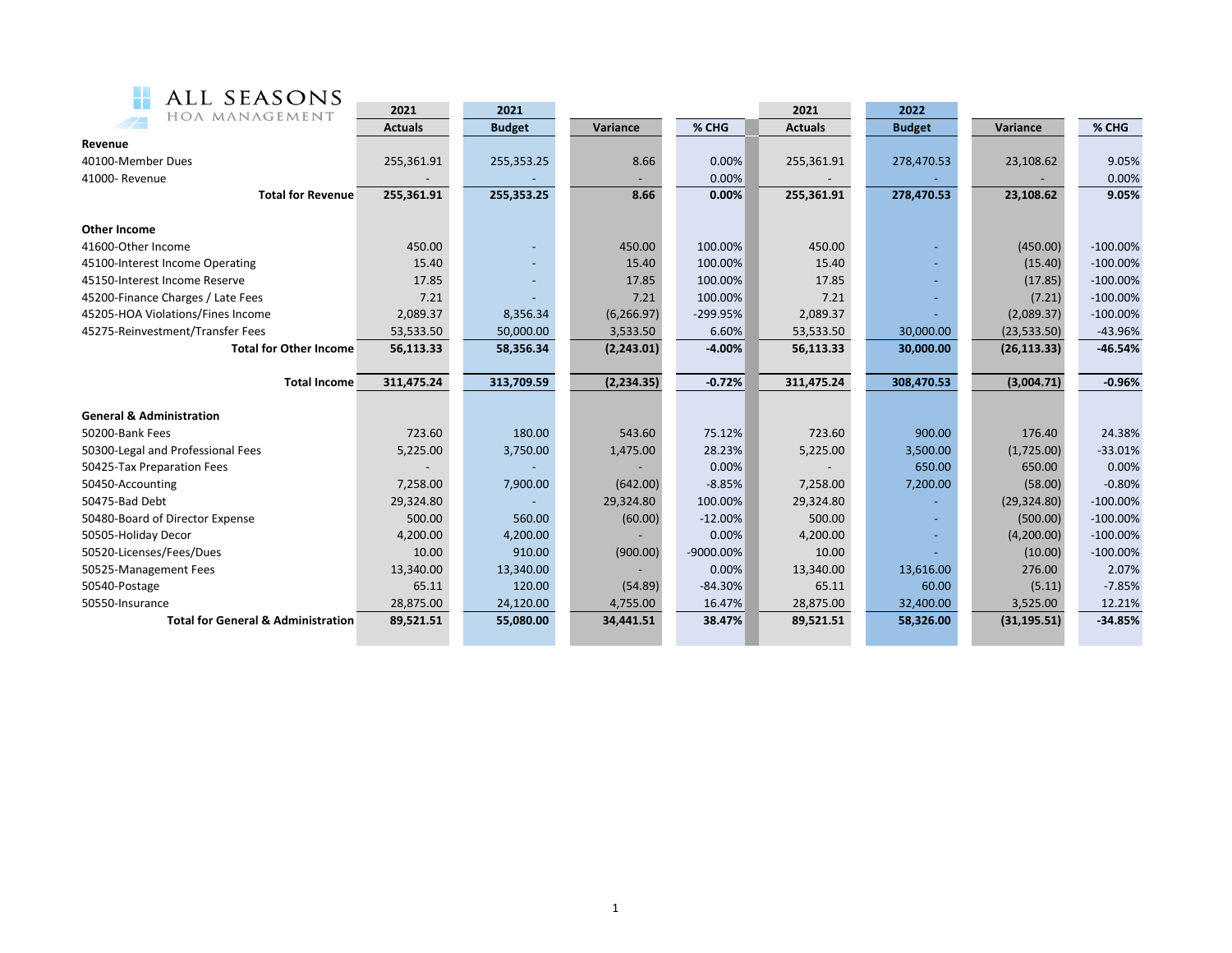ALL SEASONS
HOA MANAGEMENT

| | 2021 Actuals | 2021 Budget | Variance | % CHG | 2021 Actuals | 2022 Budget | Variance | % CHG |
|---|---|---|---|---|---|---|---|---|
| **Revenue** | | | | | | | | |
| 40100-Member Dues | 255,361.91 | 255,353.25 | 8.66 | 0.00% | 255,361.91 | 278,470.53 | 23,108.62 | 9.05% |
| 41000- Revenue | - | - | - | 0.00% | - | - | - | 0.00% |
| **Total for Revenue** | **255,361.91** | **255,353.25** | **8.66** | **0.00%** | **255,361.91** | **278,470.53** | **23,108.62** | **9.05%** |
| **Other Income** | | | | | | | | |
| 41600-Other Income | 450.00 | - | 450.00 | 100.00% | 450.00 | - | (450.00) | -100.00% |
| 45100-Interest Income Operating | 15.40 | - | 15.40 | 100.00% | 15.40 | - | (15.40) | -100.00% |
| 45150-Interest Income Reserve | 17.85 | - | 17.85 | 100.00% | 17.85 | - | (17.85) | -100.00% |
| 45200-Finance Charges / Late Fees | 7.21 | - | 7.21 | 100.00% | 7.21 | - | (7.21) | -100.00% |
| 45205-HOA Violations/Fines Income | 2,089.37 | 8,356.34 | (6,266.97) | -299.95% | 2,089.37 | - | (2,089.37) | -100.00% |
| 45275-Reinvestment/Transfer Fees | 53,533.50 | 50,000.00 | 3,533.50 | 6.60% | 53,533.50 | 30,000.00 | (23,533.50) | -43.96% |
| **Total for Other Income** | **56,113.33** | **58,356.34** | **(2,243.01)** | **-4.00%** | **56,113.33** | **30,000.00** | **(26,113.33)** | **-46.54%** |
| **Total Income** | **311,475.24** | **313,709.59** | **(2,234.35)** | **-0.72%** | **311,475.24** | **308,470.53** | **(3,004.71)** | **-0.96%** |
| **General & Administration** | | | | | | | | |
| 50200-Bank Fees | 723.60 | 180.00 | 543.60 | 75.12% | 723.60 | 900.00 | 176.40 | 24.38% |
| 50300-Legal and Professional Fees | 5,225.00 | 3,750.00 | 1,475.00 | 28.23% | 5,225.00 | 3,500.00 | (1,725.00) | -33.01% |
| 50425-Tax Preparation Fees | - | - | - | 0.00% | - | 650.00 | 650.00 | 0.00% |
| 50450-Accounting | 7,258.00 | 7,900.00 | (642.00) | -8.85% | 7,258.00 | 7,200.00 | (58.00) | -0.80% |
| 50475-Bad Debt | 29,324.80 | - | 29,324.80 | 100.00% | 29,324.80 | - | (29,324.80) | -100.00% |
| 50480-Board of Director Expense | 500.00 | 560.00 | (60.00) | -12.00% | 500.00 | - | (500.00) | -100.00% |
| 50505-Holiday Decor | 4,200.00 | 4,200.00 | - | 0.00% | 4,200.00 | - | (4,200.00) | -100.00% |
| 50520-Licenses/Fees/Dues | 10.00 | 910.00 | (900.00) | -9000.00% | 10.00 | - | (10.00) | -100.00% |
| 50525-Management Fees | 13,340.00 | 13,340.00 | - | 0.00% | 13,340.00 | 13,616.00 | 276.00 | 2.07% |
| 50540-Postage | 65.11 | 120.00 | (54.89) | -84.30% | 65.11 | 60.00 | (5.11) | -7.85% |
| 50550-Insurance | 28,875.00 | 24,120.00 | 4,755.00 | 16.47% | 28,875.00 | 32,400.00 | 3,525.00 | 12.21% |
| **Total for General & Administration** | **89,521.51** | **55,080.00** | **34,441.51** | **38.47%** | **89,521.51** | **58,326.00** | **(31,195.51)** | **-34.85%** |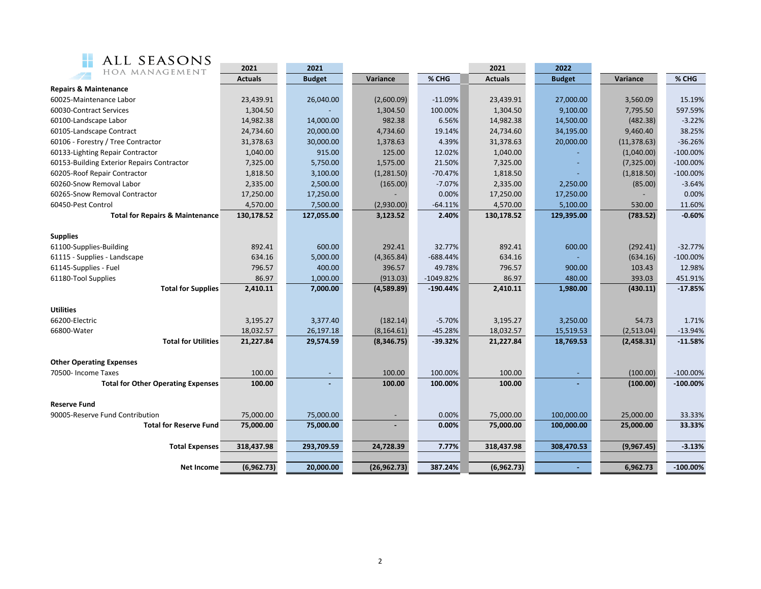ALL SEASONS HOA MANAGEMENT

| | 2021 Actuals | 2021 Budget | Variance | % CHG | 2021 Actuals | 2022 Budget | Variance | % CHG |
|---|---|---|---|---|---|---|---|---|
| **Repairs & Maintenance** | | | | | | | | |
| 60025-Maintenance Labor | 23,439.91 | 26,040.00 | (2,600.09) | -11.09% | 23,439.91 | 27,000.00 | 3,560.09 | 15.19% |
| 60030-Contract Services | 1,304.50 | - | 1,304.50 | 100.00% | 1,304.50 | 9,100.00 | 7,795.50 | 597.59% |
| 60100-Landscape Labor | 14,982.38 | 14,000.00 | 982.38 | 6.56% | 14,982.38 | 14,500.00 | (482.38) | -3.22% |
| 60105-Landscape Contract | 24,734.60 | 20,000.00 | 4,734.60 | 19.14% | 24,734.60 | 34,195.00 | 9,460.40 | 38.25% |
| 60106 - Forestry / Tree Contractor | 31,378.63 | 30,000.00 | 1,378.63 | 4.39% | 31,378.63 | 20,000.00 | (11,378.63) | -36.26% |
| 60133-Lighting Repair Contractor | 1,040.00 | 915.00 | 125.00 | 12.02% | 1,040.00 | - | (1,040.00) | -100.00% |
| 60153-Building Exterior Repairs Contractor | 7,325.00 | 5,750.00 | 1,575.00 | 21.50% | 7,325.00 | - | (7,325.00) | -100.00% |
| 60205-Roof Repair Contractor | 1,818.50 | 3,100.00 | (1,281.50) | -70.47% | 1,818.50 | - | (1,818.50) | -100.00% |
| 60260-Snow Removal Labor | 2,335.00 | 2,500.00 | (165.00) | -7.07% | 2,335.00 | 2,250.00 | (85.00) | -3.64% |
| 60265-Snow Removal Contractor | 17,250.00 | 17,250.00 | - | 0.00% | 17,250.00 | 17,250.00 | - | 0.00% |
| 60450-Pest Control | 4,570.00 | 7,500.00 | (2,930.00) | -64.11% | 4,570.00 | 5,100.00 | 530.00 | 11.60% |
| **Total for Repairs & Maintenance** | **130,178.52** | **127,055.00** | **3,123.52** | **2.40%** | **130,178.52** | **129,395.00** | **(783.52)** | **-0.60%** |
| **Supplies** | | | | | | | | |
| 61100-Supplies-Building | 892.41 | 600.00 | 292.41 | 32.77% | 892.41 | 600.00 | (292.41) | -32.77% |
| 61115 - Supplies - Landscape | 634.16 | 5,000.00 | (4,365.84) | -688.44% | 634.16 | - | (634.16) | -100.00% |
| 61145-Supplies - Fuel | 796.57 | 400.00 | 396.57 | 49.78% | 796.57 | 900.00 | 103.43 | 12.98% |
| 61180-Tool Supplies | 86.97 | 1,000.00 | (913.03) | -1049.82% | 86.97 | 480.00 | 393.03 | 451.91% |
| **Total for Supplies** | **2,410.11** | **7,000.00** | **(4,589.89)** | **-190.44%** | **2,410.11** | **1,980.00** | **(430.11)** | **-17.85%** |
| **Utilities** | | | | | | | | |
| 66200-Electric | 3,195.27 | 3,377.40 | (182.14) | -5.70% | 3,195.27 | 3,250.00 | 54.73 | 1.71% |
| 66800-Water | 18,032.57 | 26,197.18 | (8,164.61) | -45.28% | 18,032.57 | 15,519.53 | (2,513.04) | -13.94% |
| **Total for Utilities** | **21,227.84** | **29,574.59** | **(8,346.75)** | **-39.32%** | **21,227.84** | **18,769.53** | **(2,458.31)** | **-11.58%** |
| **Other Operating Expenses** | | | | | | | | |
| 70500- Income Taxes | 100.00 | - | 100.00 | 100.00% | 100.00 | - | (100.00) | -100.00% |
| **Total for Other Operating Expenses** | **100.00** | **-** | **100.00** | **100.00%** | **100.00** | **-** | **(100.00)** | **-100.00%** |
| **Reserve Fund** | | | | | | | | |
| 90005-Reserve Fund Contribution | 75,000.00 | 75,000.00 | - | 0.00% | 75,000.00 | 100,000.00 | 25,000.00 | 33.33% |
| **Total for Reserve Fund** | **75,000.00** | **75,000.00** | **-** | **0.00%** | **75,000.00** | **100,000.00** | **25,000.00** | **33.33%** |
| **Total Expenses** | **318,437.98** | **293,709.59** | **24,728.39** | **7.77%** | **318,437.98** | **308,470.53** | **(9,967.45)** | **-3.13%** |
| **Net Income** | **(6,962.73)** | **20,000.00** | **(26,962.73)** | **387.24%** | **(6,962.73)** | **-** | **6,962.73** | **-100.00%** |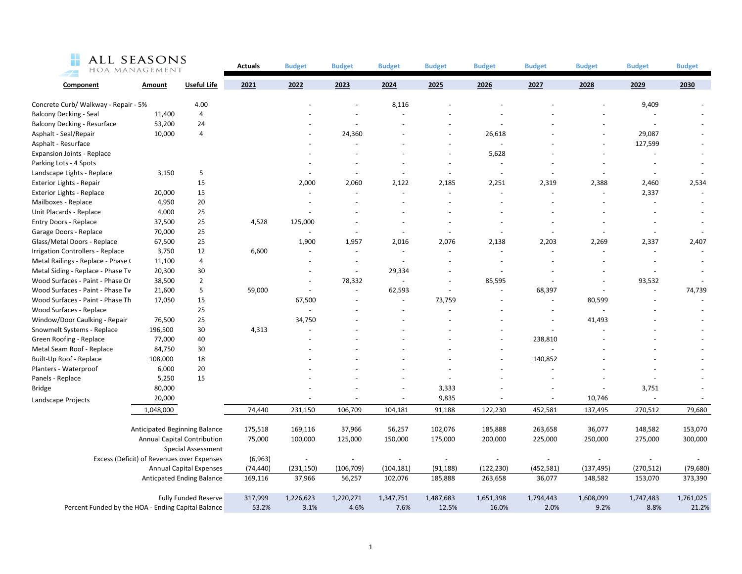ALL SEASONS HOA MANAGEMENT

| Component | Amount | Useful Life | Actuals 2021 | Budget 2022 | Budget 2023 | Budget 2024 | Budget 2025 | Budget 2026 | Budget 2027 | Budget 2028 | Budget 2029 | Budget 2030 |
|---|---|---|---|---|---|---|---|---|---|---|---|---|
| Concrete Curb/ Walkway - Repair - 5% | | 4.00 | | - | - | 8,116 | - | - | - | - | 9,409 | - |
| Balcony Decking - Seal | 11,400 | 4 | | - | - | - | - | - | - | - | - | - |
| Balcony Decking - Resurface | 53,200 | 24 | | - | - | - | - | - | - | - | - | - |
| Asphalt - Seal/Repair | 10,000 | 4 | | - | 24,360 | - | - | 26,618 | - | - | 29,087 | - |
| Asphalt - Resurface | | | | - | - | - | - | - | - | - | 127,599 | - |
| Expansion Joints - Replace | | | | - | - | - | - | 5,628 | - | - | - | - |
| Parking Lots - 4 Spots | | | | - | - | - | - | - | - | - | - | - |
| Landscape Lights - Replace | 3,150 | 5 | | - | - | - | - | - | - | - | - | - |
| Exterior Lights - Repair | | 15 | | 2,000 | 2,060 | 2,122 | 2,185 | 2,251 | 2,319 | 2,388 | 2,460 | 2,534 |
| Exterior Lights - Replace | 20,000 | 15 | | - | - | - | - | - | - | - | 2,337 | - |
| Mailboxes - Replace | 4,950 | 20 | | - | - | - | - | - | - | - | - | - |
| Unit Placards - Replace | 4,000 | 25 | | - | - | - | - | - | - | - | - | - |
| Entry Doors - Replace | 37,500 | 25 | 4,528 | 125,000 | - | - | - | - | - | - | - | - |
| Garage Doors - Replace | 70,000 | 25 | | - | - | - | - | - | - | - | - | - |
| Glass/Metal Doors - Replace | 67,500 | 25 | | 1,900 | 1,957 | 2,016 | 2,076 | 2,138 | 2,203 | 2,269 | 2,337 | 2,407 |
| Irrigation Controllers - Replace | 3,750 | 12 | 6,600 | - | - | - | - | - | - | - | - | - |
| Metal Railings - Replace - Phase ( | 11,100 | 4 | | - | - | - | - | - | - | - | - | - |
| Metal Siding - Replace - Phase Tv | 20,300 | 30 | | - | - | 29,334 | - | - | - | - | - | - |
| Wood Surfaces - Paint - Phase Or | 38,500 | 2 | | - | 78,332 | - | - | 85,595 | - | - | 93,532 | - |
| Wood Surfaces - Paint - Phase Tv | 21,600 | 5 | 59,000 | - | - | 62,593 | - | - | 68,397 | - | - | 74,739 |
| Wood Surfaces - Paint - Phase Th | 17,050 | 15 | | 67,500 | - | - | 73,759 | - | - | 80,599 | - | - |
| Wood Surfaces - Replace | | 25 | | - | - | - | - | - | - | - | - | - |
| Window/Door Caulking - Repair | 76,500 | 25 | | 34,750 | - | - | - | - | - | 41,493 | - | - |
| Snowmelt Systems - Replace | 196,500 | 30 | 4,313 | - | - | - | - | - | - | - | - | - |
| Green Roofing - Replace | 77,000 | 40 | | - | - | - | - | - | 238,810 | - | - | - |
| Metal Seam Roof - Replace | 84,750 | 30 | | - | - | - | - | - | - | - | - | - |
| Built-Up Roof - Replace | 108,000 | 18 | | - | - | - | - | - | 140,852 | - | - | - |
| Planters - Waterproof | 6,000 | 20 | | - | - | - | - | - | - | - | - | - |
| Panels - Replace | 5,250 | 15 | | - | - | - | - | - | - | - | - | - |
| Bridge | 80,000 | | | - | - | - | 3,333 | - | - | - | 3,751 | - |
| Landscape Projects | 20,000 | | | - | - | - | 9,835 | - | - | 10,746 | - | - |
| | 1,048,000 | | 74,440 | 231,150 | 106,709 | 104,181 | 91,188 | 122,230 | 452,581 | 137,495 | 270,512 | 79,680 |
| Anticipated Beginning Balance | | | 175,518 | 169,116 | 37,966 | 56,257 | 102,076 | 185,888 | 263,658 | 36,077 | 148,582 | 153,070 |
| Annual Capital Contribution | | | 75,000 | 100,000 | 125,000 | 150,000 | 175,000 | 200,000 | 225,000 | 250,000 | 275,000 | 300,000 |
| Special Assessment | | | | | | | | | | | | |
| Excess (Deficit) of Revenues over Expenses | | | (6,963) | - | - | - | - | - | - | - | - | - |
| Annual Capital Expenses | | | (74,440) | (231,150) | (106,709) | (104,181) | (91,188) | (122,230) | (452,581) | (137,495) | (270,512) | (79,680) |
| Anticpated Ending Balance | | | 169,116 | 37,966 | 56,257 | 102,076 | 185,888 | 263,658 | 36,077 | 148,582 | 153,070 | 373,390 |
| Fully Funded Reserve | | | 317,999 | 1,226,623 | 1,220,271 | 1,347,751 | 1,487,683 | 1,651,398 | 1,794,443 | 1,608,099 | 1,747,483 | 1,761,025 |
| Percent Funded by the HOA - Ending Capital Balance | | | 53.2% | 3.1% | 4.6% | 7.6% | 12.5% | 16.0% | 2.0% | 9.2% | 8.8% | 21.2% |